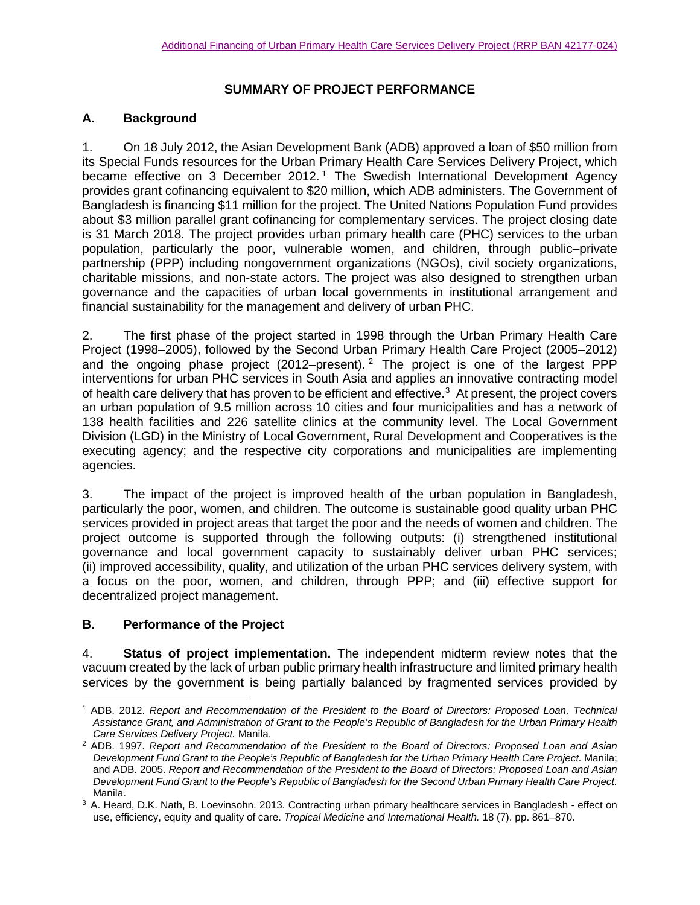# SUMMARY OF PROJECT PERFORMANCE

## A. Background

1. On 18 July 2012, the Asian Development Bank (ADB) approved a loan of $50 million from its Special Funds resources for the Urban Primary Health Care Services Delivery Project, which became effective on 3 December 2012.[1] The Swedish International Development Agency provides grant cofinancing equivalent to $20 million, which ADB administers. The Government of Bangladesh is financing $11 million for the project. The United Nations Population Fund provides about $3 million parallel grant cofinancing for complementary services. The project closing date is 31 March 2018. The project provides urban primary health care (PHC) services to the urban population, particularly the poor, vulnerable women, and children, through public–private partnership (PPP) including nongovernment organizations (NGOs), civil society organizations, charitable missions, and non-state actors. The project was also designed to strengthen urban governance and the capacities of urban local governments in institutional arrangement and financial sustainability for the management and delivery of urban PHC.

2. The first phase of the project started in 1998 through the Urban Primary Health Care Project (1998–2005), followed by the Second Urban Primary Health Care Project (2005–2012) and the ongoing phase project (2012–present).[2] The project is one of the largest PPP interventions for urban PHC services in South Asia and applies an innovative contracting model of health care delivery that has proven to be efficient and effective.[3] At present, the project covers an urban population of 9.5 million across 10 cities and four municipalities and has a network of 138 health facilities and 226 satellite clinics at the community level. The Local Government Division (LGD) in the Ministry of Local Government, Rural Development and Cooperatives is the executing agency; and the respective city corporations and municipalities are implementing agencies.

3. The impact of the project is improved health of the urban population in Bangladesh, particularly the poor, women, and children. The outcome is sustainable good quality urban PHC services provided in project areas that target the poor and the needs of women and children. The project outcome is supported through the following outputs: (i) strengthened institutional governance and local government capacity to sustainably deliver urban PHC services; (ii) improved accessibility, quality, and utilization of the urban PHC services delivery system, with a focus on the poor, women, and children, through PPP; and (iii) effective support for decentralized project management.

## B. Performance of the Project

4. **Status of project implementation.** The independent midterm review notes that the vacuum created by the lack of urban public primary health infrastructure and limited primary health services by the government is being partially balanced by fragmented services provided by

---

[1] ADB. 2012. *Report and Recommendation of the President to the Board of Directors: Proposed Loan, Technical Assistance Grant, and Administration of Grant to the People's Republic of Bangladesh for the Urban Primary Health Care Services Delivery Project.* Manila.

[2] ADB. 1997. *Report and Recommendation of the President to the Board of Directors: Proposed Loan and Asian Development Fund Grant to the People's Republic of Bangladesh for the Urban Primary Health Care Project.* Manila; and ADB. 2005. *Report and Recommendation of the President to the Board of Directors: Proposed Loan and Asian Development Fund Grant to the People's Republic of Bangladesh for the Second Urban Primary Health Care Project.* Manila.

[3] A. Heard, D.K. Nath, B. Loevinsohn. 2013. Contracting urban primary healthcare services in Bangladesh - effect on use, efficiency, equity and quality of care. *Tropical Medicine and International Health.* 18 (7). pp. 861–870.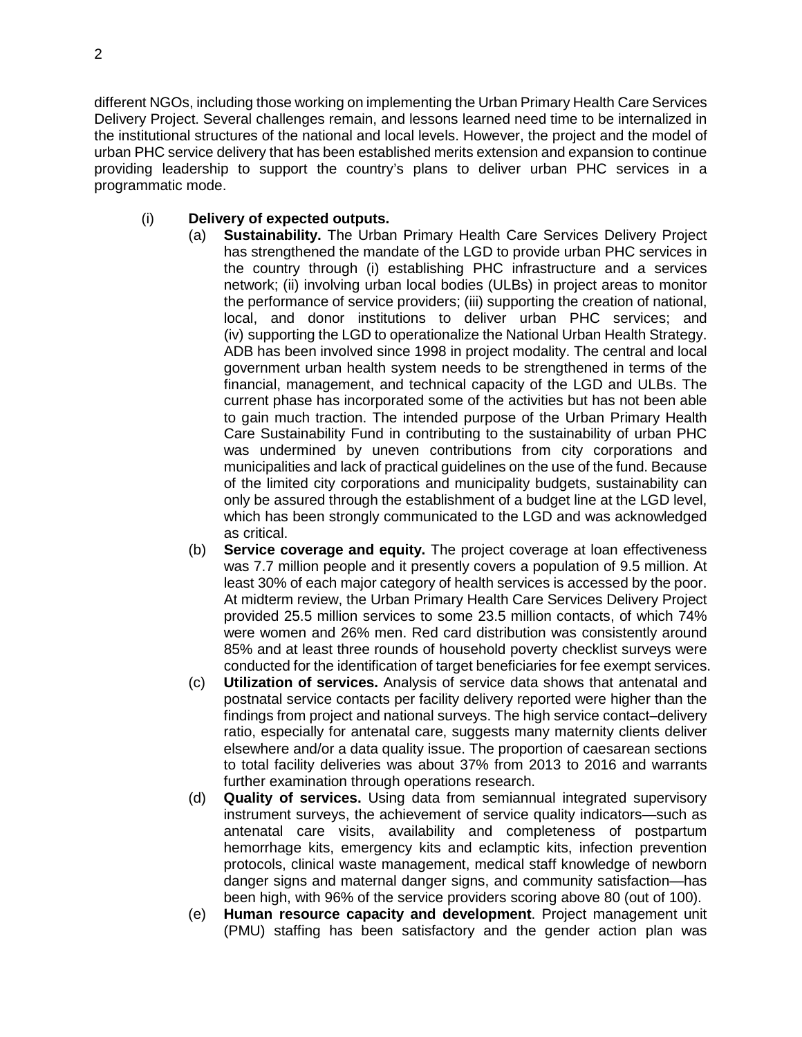different NGOs, including those working on implementing the Urban Primary Health Care Services Delivery Project. Several challenges remain, and lessons learned need time to be internalized in the institutional structures of the national and local levels. However, the project and the model of urban PHC service delivery that has been established merits extension and expansion to continue providing leadership to support the country's plans to deliver urban PHC services in a programmatic mode.

(i) **Delivery of expected outputs.**

(a) **Sustainability.** The Urban Primary Health Care Services Delivery Project has strengthened the mandate of the LGD to provide urban PHC services in the country through (i) establishing PHC infrastructure and a services network; (ii) involving urban local bodies (ULBs) in project areas to monitor the performance of service providers; (iii) supporting the creation of national, local, and donor institutions to deliver urban PHC services; and (iv) supporting the LGD to operationalize the National Urban Health Strategy. ADB has been involved since 1998 in project modality. The central and local government urban health system needs to be strengthened in terms of the financial, management, and technical capacity of the LGD and ULBs. The current phase has incorporated some of the activities but has not been able to gain much traction. The intended purpose of the Urban Primary Health Care Sustainability Fund in contributing to the sustainability of urban PHC was undermined by uneven contributions from city corporations and municipalities and lack of practical guidelines on the use of the fund. Because of the limited city corporations and municipality budgets, sustainability can only be assured through the establishment of a budget line at the LGD level, which has been strongly communicated to the LGD and was acknowledged as critical.

(b) **Service coverage and equity.** The project coverage at loan effectiveness was 7.7 million people and it presently covers a population of 9.5 million. At least 30% of each major category of health services is accessed by the poor. At midterm review, the Urban Primary Health Care Services Delivery Project provided 25.5 million services to some 23.5 million contacts, of which 74% were women and 26% men. Red card distribution was consistently around 85% and at least three rounds of household poverty checklist surveys were conducted for the identification of target beneficiaries for fee exempt services.

(c) **Utilization of services.** Analysis of service data shows that antenatal and postnatal service contacts per facility delivery reported were higher than the findings from project and national surveys. The high service contact–delivery ratio, especially for antenatal care, suggests many maternity clients deliver elsewhere and/or a data quality issue. The proportion of caesarean sections to total facility deliveries was about 37% from 2013 to 2016 and warrants further examination through operations research.

(d) **Quality of services.** Using data from semiannual integrated supervisory instrument surveys, the achievement of service quality indicators—such as antenatal care visits, availability and completeness of postpartum hemorrhage kits, emergency kits and eclamptic kits, infection prevention protocols, clinical waste management, medical staff knowledge of newborn danger signs and maternal danger signs, and community satisfaction—has been high, with 96% of the service providers scoring above 80 (out of 100).

(e) **Human resource capacity and development**. Project management unit (PMU) staffing has been satisfactory and the gender action plan was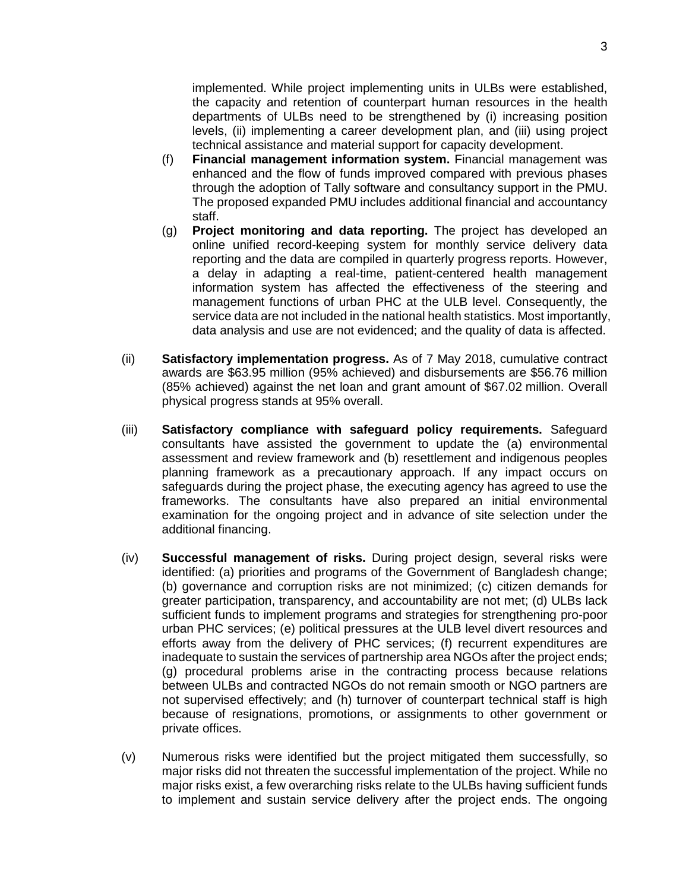implemented. While project implementing units in ULBs were established, the capacity and retention of counterpart human resources in the health departments of ULBs need to be strengthened by (i) increasing position levels, (ii) implementing a career development plan, and (iii) using project technical assistance and material support for capacity development.

(f) **Financial management information system.** Financial management was enhanced and the flow of funds improved compared with previous phases through the adoption of Tally software and consultancy support in the PMU. The proposed expanded PMU includes additional financial and accountancy staff.

(g) **Project monitoring and data reporting.** The project has developed an online unified record-keeping system for monthly service delivery data reporting and the data are compiled in quarterly progress reports. However, a delay in adapting a real-time, patient-centered health management information system has affected the effectiveness of the steering and management functions of urban PHC at the ULB level. Consequently, the service data are not included in the national health statistics. Most importantly, data analysis and use are not evidenced; and the quality of data is affected.

(ii) **Satisfactory implementation progress.** As of 7 May 2018, cumulative contract awards are $63.95 million (95% achieved) and disbursements are $56.76 million (85% achieved) against the net loan and grant amount of $67.02 million. Overall physical progress stands at 95% overall.

(iii) **Satisfactory compliance with safeguard policy requirements.** Safeguard consultants have assisted the government to update the (a) environmental assessment and review framework and (b) resettlement and indigenous peoples planning framework as a precautionary approach. If any impact occurs on safeguards during the project phase, the executing agency has agreed to use the frameworks. The consultants have also prepared an initial environmental examination for the ongoing project and in advance of site selection under the additional financing.

(iv) **Successful management of risks.** During project design, several risks were identified: (a) priorities and programs of the Government of Bangladesh change; (b) governance and corruption risks are not minimized; (c) citizen demands for greater participation, transparency, and accountability are not met; (d) ULBs lack sufficient funds to implement programs and strategies for strengthening pro-poor urban PHC services; (e) political pressures at the ULB level divert resources and efforts away from the delivery of PHC services; (f) recurrent expenditures are inadequate to sustain the services of partnership area NGOs after the project ends; (g) procedural problems arise in the contracting process because relations between ULBs and contracted NGOs do not remain smooth or NGO partners are not supervised effectively; and (h) turnover of counterpart technical staff is high because of resignations, promotions, or assignments to other government or private offices.

(v) Numerous risks were identified but the project mitigated them successfully, so major risks did not threaten the successful implementation of the project. While no major risks exist, a few overarching risks relate to the ULBs having sufficient funds to implement and sustain service delivery after the project ends. The ongoing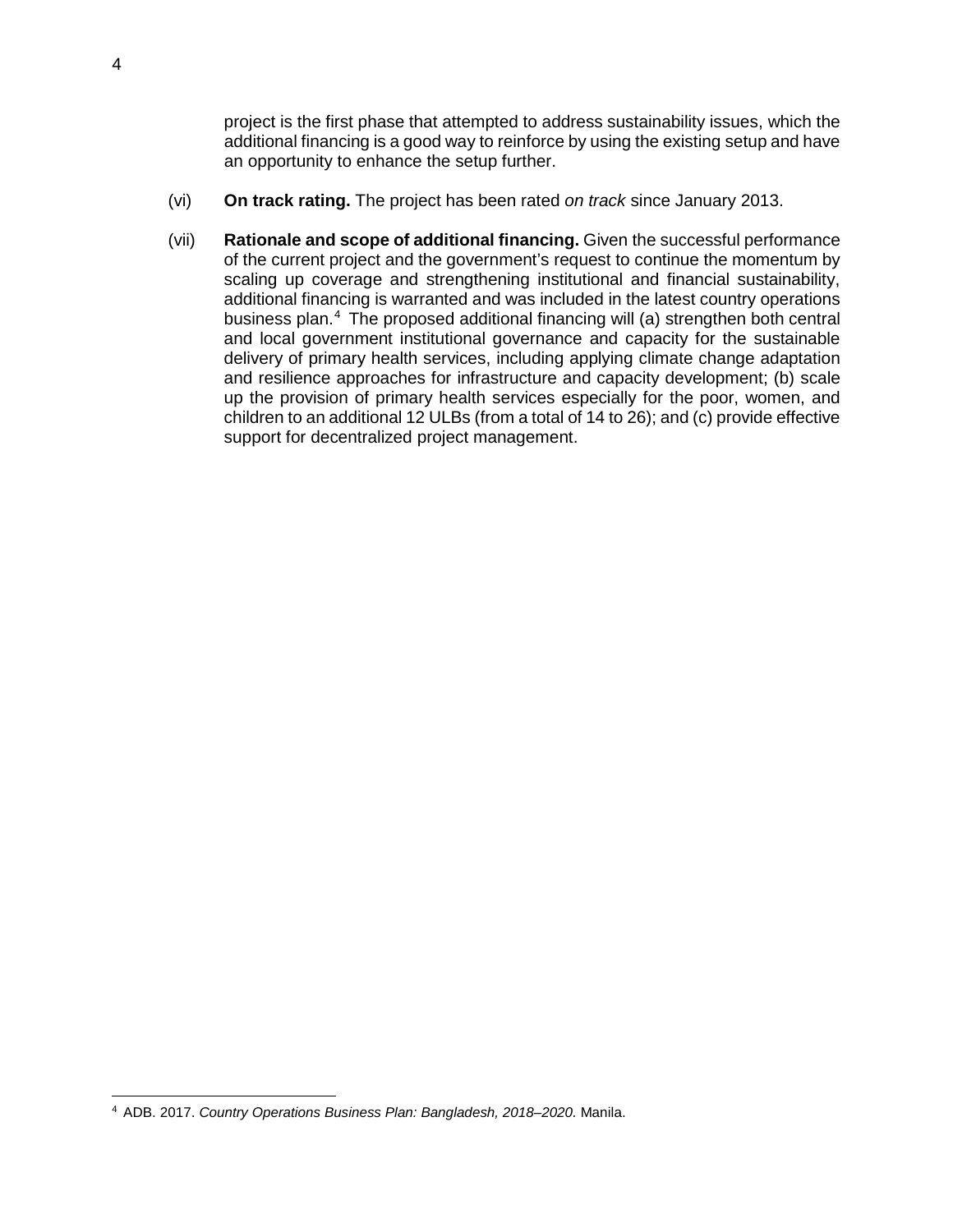project is the first phase that attempted to address sustainability issues, which the additional financing is a good way to reinforce by using the existing setup and have an opportunity to enhance the setup further.

(vi) **On track rating.** The project has been rated *on track* since January 2013.

(vii) **Rationale and scope of additional financing.** Given the successful performance of the current project and the government's request to continue the momentum by scaling up coverage and strengthening institutional and financial sustainability, additional financing is warranted and was included in the latest country operations business plan.[4] The proposed additional financing will (a) strengthen both central and local government institutional governance and capacity for the sustainable delivery of primary health services, including applying climate change adaptation and resilience approaches for infrastructure and capacity development; (b) scale up the provision of primary health services especially for the poor, women, and children to an additional 12 ULBs (from a total of 14 to 26); and (c) provide effective support for decentralized project management.

---

[4] ADB. 2017. *Country Operations Business Plan: Bangladesh, 2018–2020.* Manila.